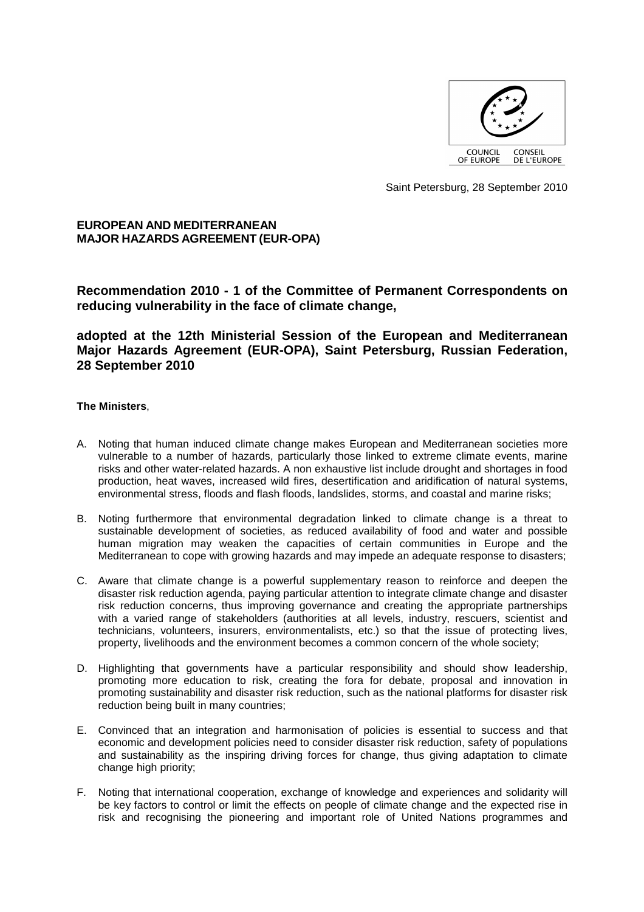COUNCIL OF EUROPE CONSEIL DE L'EUROPE

Saint Petersburg, 28 September 2010

**EUROPEAN AND MEDITERRANEAN MAJOR HAZARDS AGREEMENT (EUR-OPA)**

## Recommendation 2010 - 1 of the Committee of Permanent Correspondents on reducing vulnerability in the face of climate change,

## adopted at the 12th Ministerial Session of the European and Mediterranean Major Hazards Agreement (EUR-OPA), Saint Petersburg, Russian Federation, 28 September 2010

**The Ministers**,

A. Noting that human induced climate change makes European and Mediterranean societies more vulnerable to a number of hazards, particularly those linked to extreme climate events, marine risks and other water-related hazards. A non exhaustive list include drought and shortages in food production, heat waves, increased wild fires, desertification and aridification of natural systems, environmental stress, floods and flash floods, landslides, storms, and coastal and marine risks;

B. Noting furthermore that environmental degradation linked to climate change is a threat to sustainable development of societies, as reduced availability of food and water and possible human migration may weaken the capacities of certain communities in Europe and the Mediterranean to cope with growing hazards and may impede an adequate response to disasters;

C. Aware that climate change is a powerful supplementary reason to reinforce and deepen the disaster risk reduction agenda, paying particular attention to integrate climate change and disaster risk reduction concerns, thus improving governance and creating the appropriate partnerships with a varied range of stakeholders (authorities at all levels, industry, rescuers, scientist and technicians, volunteers, insurers, environmentalists, etc.) so that the issue of protecting lives, property, livelihoods and the environment becomes a common concern of the whole society;

D. Highlighting that governments have a particular responsibility and should show leadership, promoting more education to risk, creating the fora for debate, proposal and innovation in promoting sustainability and disaster risk reduction, such as the national platforms for disaster risk reduction being built in many countries;

E. Convinced that an integration and harmonisation of policies is essential to success and that economic and development policies need to consider disaster risk reduction, safety of populations and sustainability as the inspiring driving forces for change, thus giving adaptation to climate change high priority;

F. Noting that international cooperation, exchange of knowledge and experiences and solidarity will be key factors to control or limit the effects on people of climate change and the expected rise in risk and recognising the pioneering and important role of United Nations programmes and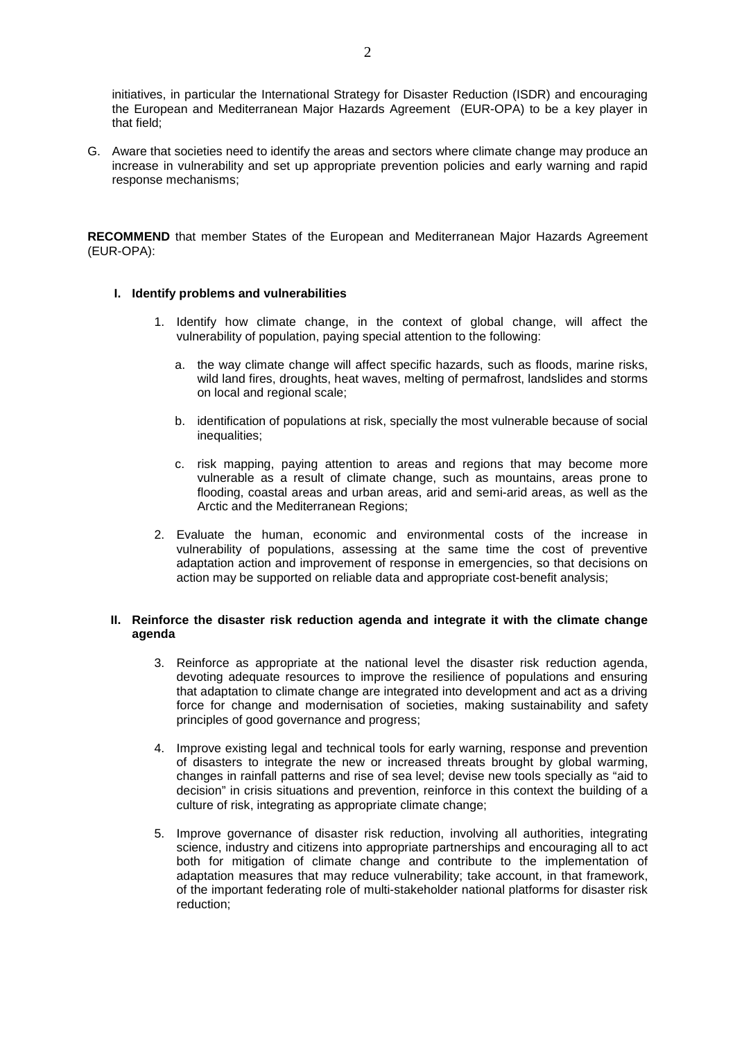initiatives, in particular the International Strategy for Disaster Reduction (ISDR) and encouraging the European and Mediterranean Major Hazards Agreement (EUR-OPA) to be a key player in that field;

G. Aware that societies need to identify the areas and sectors where climate change may produce an increase in vulnerability and set up appropriate prevention policies and early warning and rapid response mechanisms;

**RECOMMEND** that member States of the European and Mediterranean Major Hazards Agreement (EUR-OPA):

**I. Identify problems and vulnerabilities**

1. Identify how climate change, in the context of global change, will affect the vulnerability of population, paying special attention to the following:

   a. the way climate change will affect specific hazards, such as floods, marine risks, wild land fires, droughts, heat waves, melting of permafrost, landslides and storms on local and regional scale;

   b. identification of populations at risk, specially the most vulnerable because of social inequalities;

   c. risk mapping, paying attention to areas and regions that may become more vulnerable as a result of climate change, such as mountains, areas prone to flooding, coastal areas and urban areas, arid and semi-arid areas, as well as the Arctic and the Mediterranean Regions;

2. Evaluate the human, economic and environmental costs of the increase in vulnerability of populations, assessing at the same time the cost of preventive adaptation action and improvement of response in emergencies, so that decisions on action may be supported on reliable data and appropriate cost-benefit analysis;

**II. Reinforce the disaster risk reduction agenda and integrate it with the climate change agenda**

3. Reinforce as appropriate at the national level the disaster risk reduction agenda, devoting adequate resources to improve the resilience of populations and ensuring that adaptation to climate change are integrated into development and act as a driving force for change and modernisation of societies, making sustainability and safety principles of good governance and progress;

4. Improve existing legal and technical tools for early warning, response and prevention of disasters to integrate the new or increased threats brought by global warming, changes in rainfall patterns and rise of sea level; devise new tools specially as "aid to decision" in crisis situations and prevention, reinforce in this context the building of a culture of risk, integrating as appropriate climate change;

5. Improve governance of disaster risk reduction, involving all authorities, integrating science, industry and citizens into appropriate partnerships and encouraging all to act both for mitigation of climate change and contribute to the implementation of adaptation measures that may reduce vulnerability; take account, in that framework, of the important federating role of multi-stakeholder national platforms for disaster risk reduction;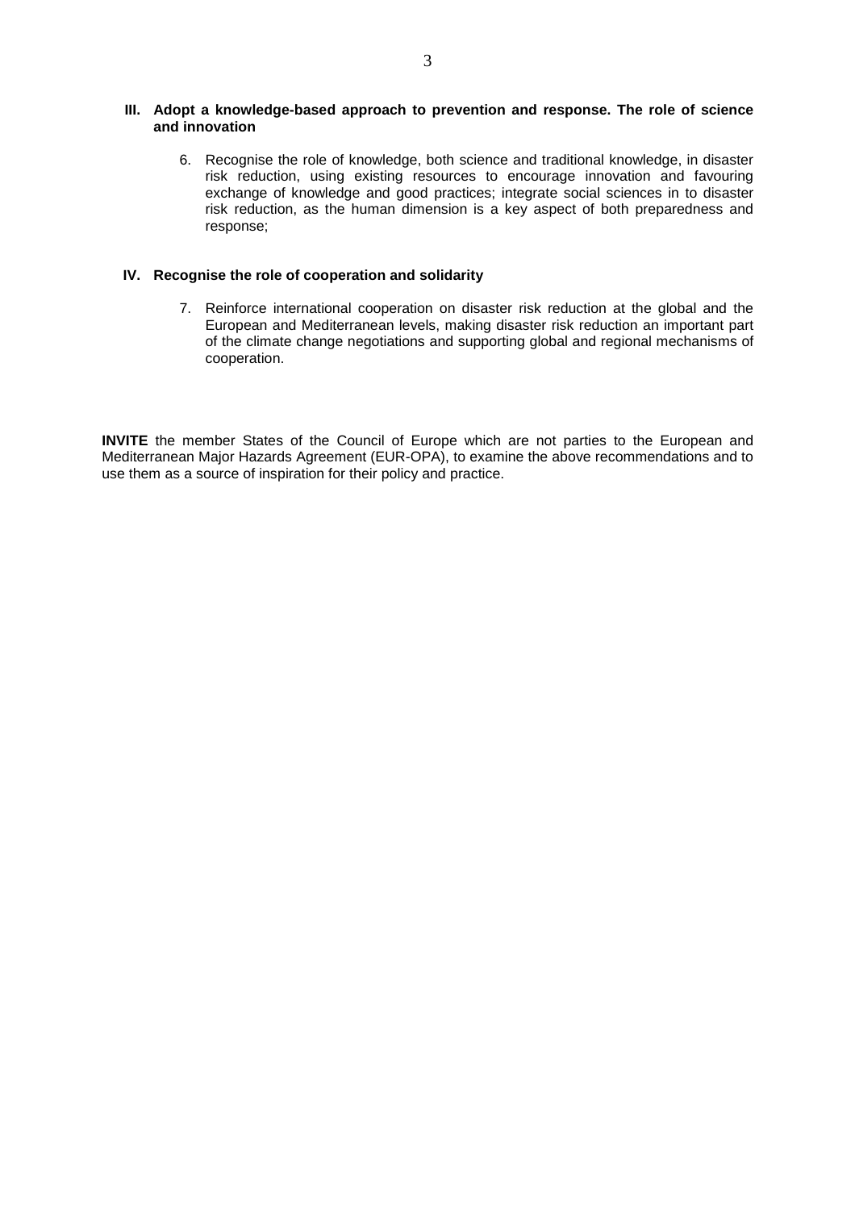**III. Adopt a knowledge-based approach to prevention and response. The role of science and innovation**

6. Recognise the role of knowledge, both science and traditional knowledge, in disaster risk reduction, using existing resources to encourage innovation and favouring exchange of knowledge and good practices; integrate social sciences in to disaster risk reduction, as the human dimension is a key aspect of both preparedness and response;

**IV. Recognise the role of cooperation and solidarity**

7. Reinforce international cooperation on disaster risk reduction at the global and the European and Mediterranean levels, making disaster risk reduction an important part of the climate change negotiations and supporting global and regional mechanisms of cooperation.

**INVITE** the member States of the Council of Europe which are not parties to the European and Mediterranean Major Hazards Agreement (EUR-OPA), to examine the above recommendations and to use them as a source of inspiration for their policy and practice.